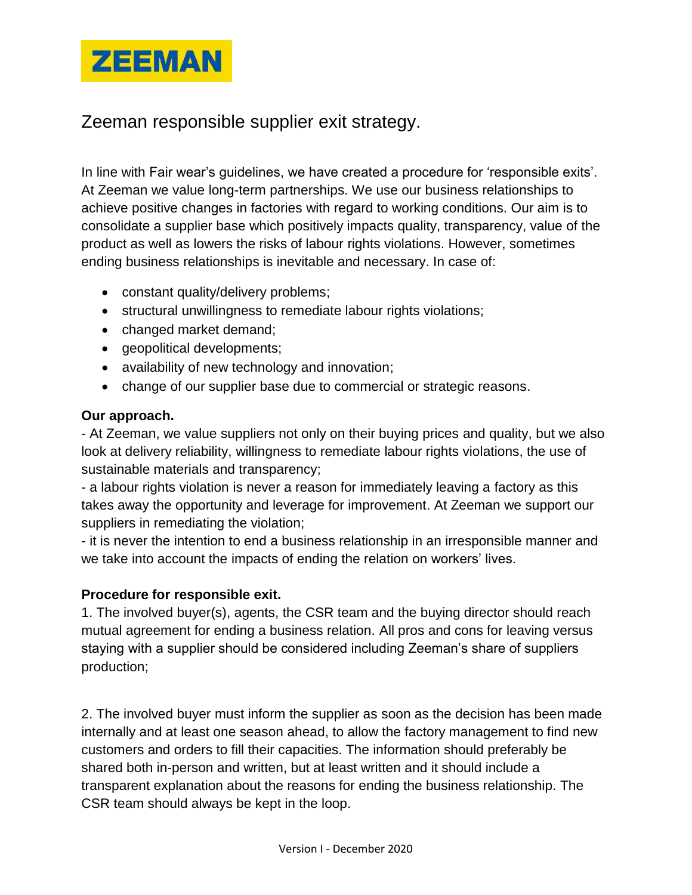ZEEMAN

# Zeeman responsible supplier exit strategy.

In line with Fair wear's guidelines, we have created a procedure for 'responsible exits'. At Zeeman we value long-term partnerships. We use our business relationships to achieve positive changes in factories with regard to working conditions. Our aim is to consolidate a supplier base which positively impacts quality, transparency, value of the product as well as lowers the risks of labour rights violations. However, sometimes ending business relationships is inevitable and necessary. In case of:

- constant quality/delivery problems;
- structural unwillingness to remediate labour rights violations;
- changed market demand;
- geopolitical developments;
- availability of new technology and innovation;
- change of our supplier base due to commercial or strategic reasons.

**Our approach.**

- At Zeeman, we value suppliers not only on their buying prices and quality, but we also look at delivery reliability, willingness to remediate labour rights violations, the use of sustainable materials and transparency;
- a labour rights violation is never a reason for immediately leaving a factory as this takes away the opportunity and leverage for improvement. At Zeeman we support our suppliers in remediating the violation;
- it is never the intention to end a business relationship in an irresponsible manner and we take into account the impacts of ending the relation on workers' lives.

**Procedure for responsible exit.**

1. The involved buyer(s), agents, the CSR team and the buying director should reach mutual agreement for ending a business relation. All pros and cons for leaving versus staying with a supplier should be considered including Zeeman's share of suppliers production;

2. The involved buyer must inform the supplier as soon as the decision has been made internally and at least one season ahead, to allow the factory management to find new customers and orders to fill their capacities. The information should preferably be shared both in-person and written, but at least written and it should include a transparent explanation about the reasons for ending the business relationship. The CSR team should always be kept in the loop.

Version I - December 2020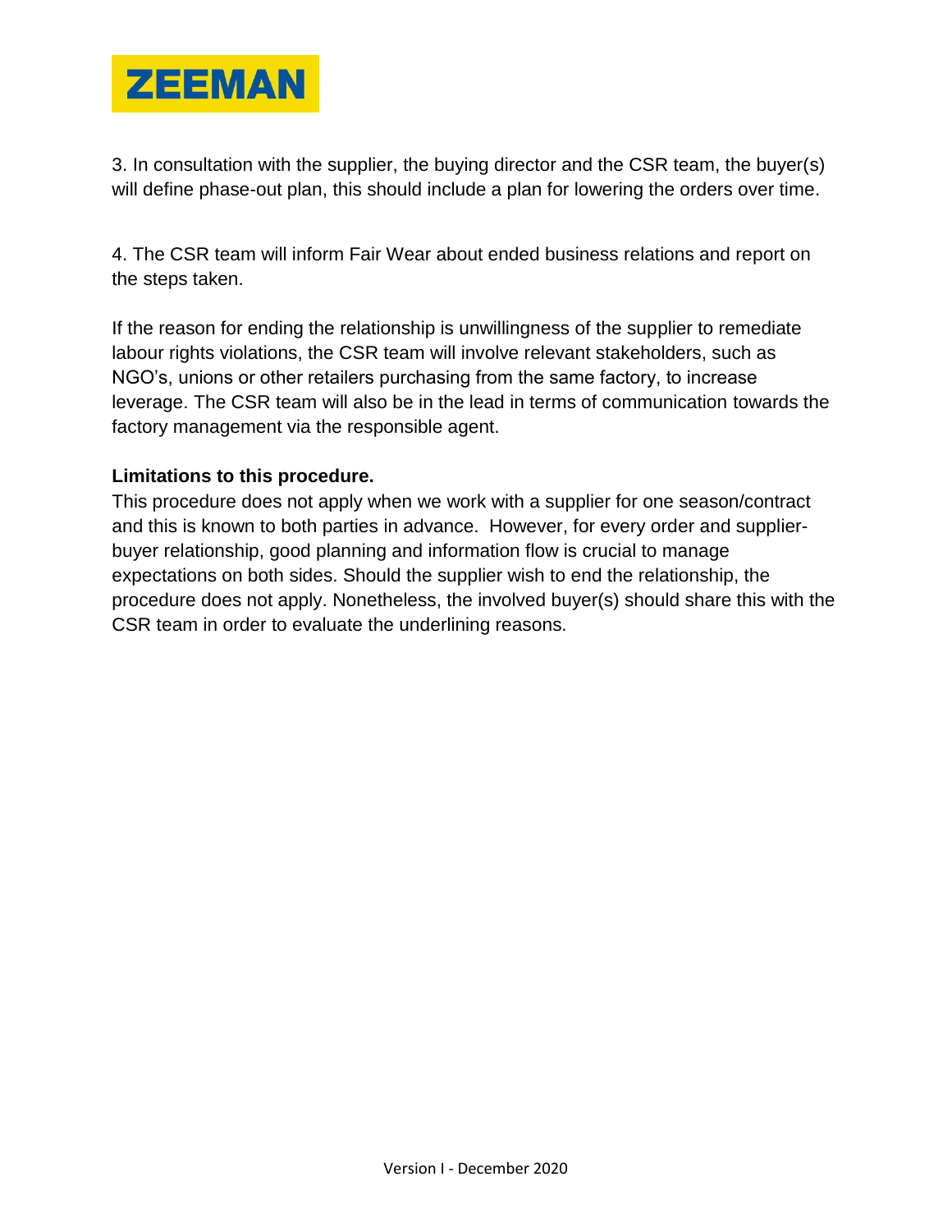3. In consultation with the supplier, the buying director and the CSR team, the buyer(s) will define phase-out plan, this should include a plan for lowering the orders over time.

4. The CSR team will inform Fair Wear about ended business relations and report on the steps taken.

If the reason for ending the relationship is unwillingness of the supplier to remediate labour rights violations, the CSR team will involve relevant stakeholders, such as NGO's, unions or other retailers purchasing from the same factory, to increase leverage. The CSR team will also be in the lead in terms of communication towards the factory management via the responsible agent.

**Limitations to this procedure.**

This procedure does not apply when we work with a supplier for one season/contract and this is known to both parties in advance. However, for every order and supplier-buyer relationship, good planning and information flow is crucial to manage expectations on both sides. Should the supplier wish to end the relationship, the procedure does not apply. Nonetheless, the involved buyer(s) should share this with the CSR team in order to evaluate the underlining reasons.